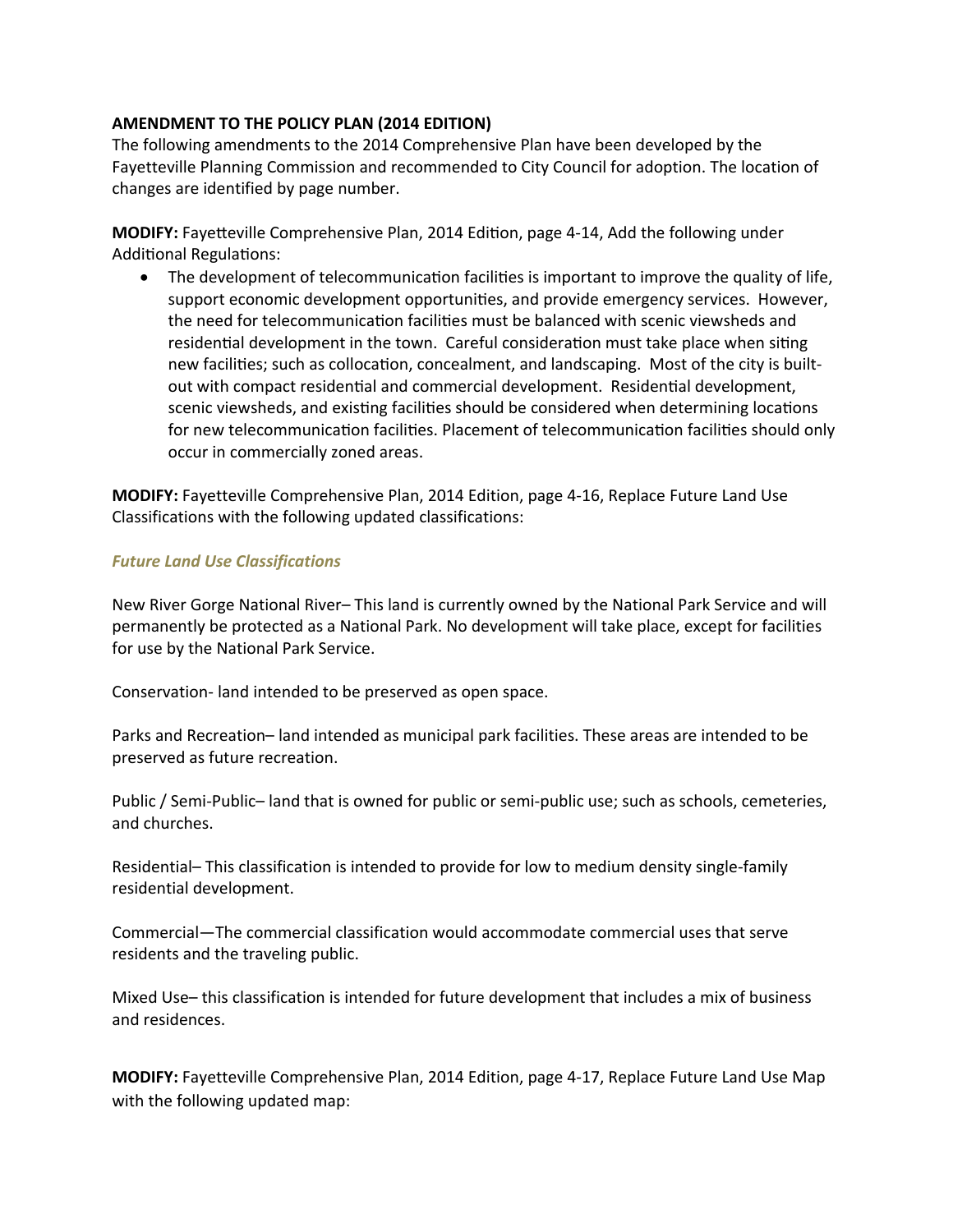**AMENDMENT TO THE POLICY PLAN (2014 EDITION)**

The following amendments to the 2014 Comprehensive Plan have been developed by the Fayetteville Planning Commission and recommended to City Council for adoption. The location of changes are identified by page number.

**MODIFY:** Fayetteville Comprehensive Plan, 2014 Edition, page 4-14, Add the following under Additional Regulations:

- The development of telecommunication facilities is important to improve the quality of life, support economic development opportunities, and provide emergency services. However, the need for telecommunication facilities must be balanced with scenic viewsheds and residential development in the town. Careful consideration must take place when siting new facilities; such as collocation, concealment, and landscaping. Most of the city is built-out with compact residential and commercial development. Residential development, scenic viewsheds, and existing facilities should be considered when determining locations for new telecommunication facilities. Placement of telecommunication facilities should only occur in commercially zoned areas.

**MODIFY:** Fayetteville Comprehensive Plan, 2014 Edition, page 4-16, Replace Future Land Use Classifications with the following updated classifications:

***Future Land Use Classifications***

New River Gorge National River– This land is currently owned by the National Park Service and will permanently be protected as a National Park. No development will take place, except for facilities for use by the National Park Service.

Conservation- land intended to be preserved as open space.

Parks and Recreation– land intended as municipal park facilities. These areas are intended to be preserved as future recreation.

Public / Semi-Public– land that is owned for public or semi-public use; such as schools, cemeteries, and churches.

Residential– This classification is intended to provide for low to medium density single-family residential development.

Commercial—The commercial classification would accommodate commercial uses that serve residents and the traveling public.

Mixed Use– this classification is intended for future development that includes a mix of business and residences.

**MODIFY:** Fayetteville Comprehensive Plan, 2014 Edition, page 4-17, Replace Future Land Use Map with the following updated map: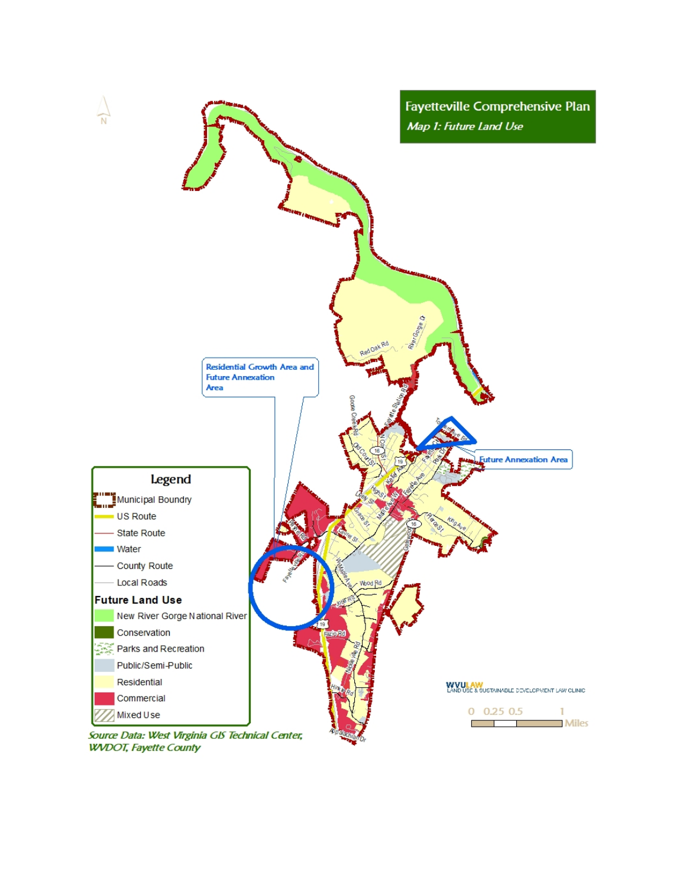# Fayetteville Comprehensive Plan

*Map 1: Future Land Use*

Residential Growth Area and Future Annexation Area

Future Annexation Area

## Legend

- Municipal Boundry
- US Route
- State Route
- Water
- County Route
- Local Roads

**Future Land Use**

- New River Gorge National River
- Conservation
- Parks and Recreation
- Public/Semi-Public
- Residential
- Commercial
- Mixed Use

*Source Data: West Virginia GIS Technical Center, WVDOT, Fayette County*

WVU LAW
LAND USE & SUSTAINABLE DEVELOPMENT LAW CLINIC

0 0.25 0.5 1
Miles